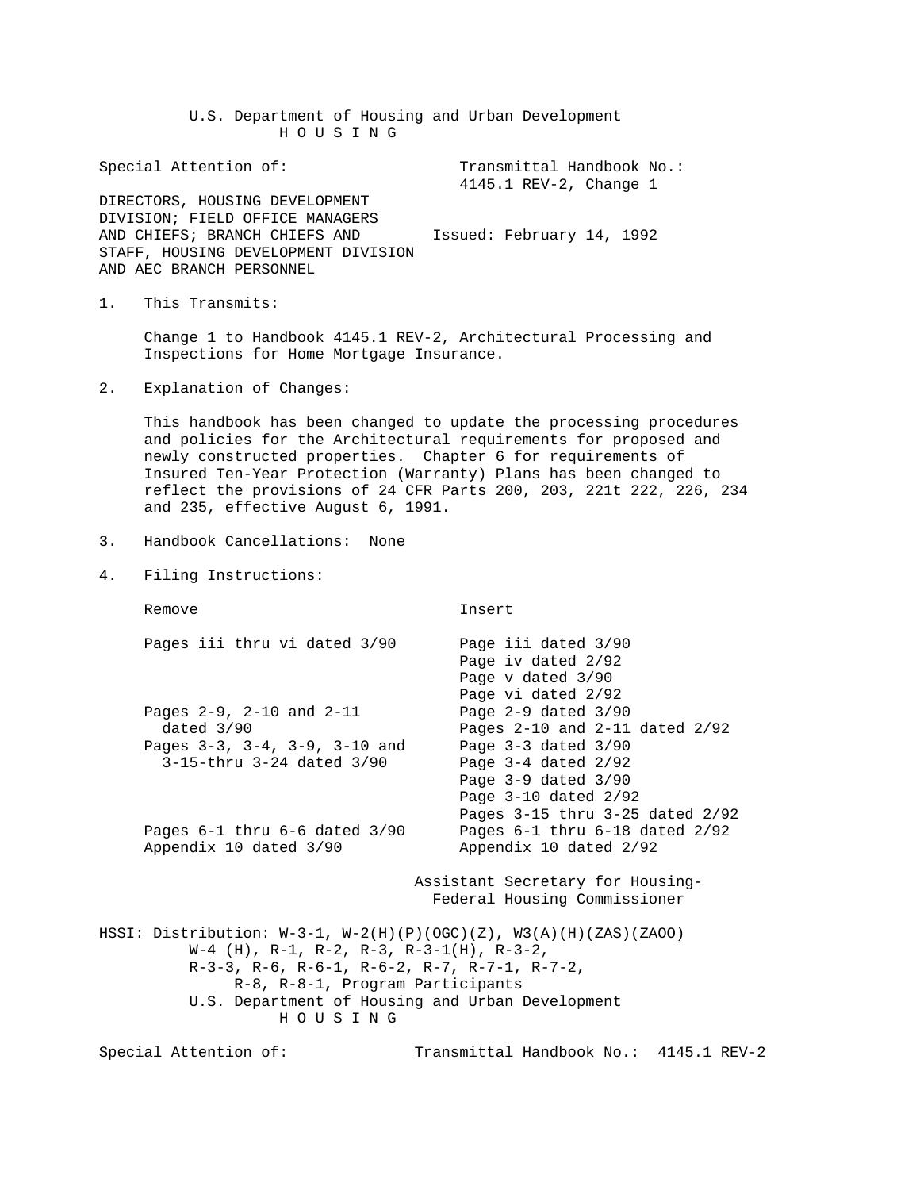U.S. Department of Housing and Urban Development
H O U S I N G

Special Attention of: Transmittal Handbook No.: 4145.1 REV-2, Change 1

DIRECTORS, HOUSING DEVELOPMENT DIVISION; FIELD OFFICE MANAGERS AND CHIEFS; BRANCH CHIEFS AND STAFF, HOUSING DEVELOPMENT DIVISION AND AEC BRANCH PERSONNEL

Issued: February 14, 1992

1. This Transmits:

   Change 1 to Handbook 4145.1 REV-2, Architectural Processing and Inspections for Home Mortgage Insurance.

2. Explanation of Changes:

   This handbook has been changed to update the processing procedures and policies for the Architectural requirements for proposed and newly constructed properties. Chapter 6 for requirements of Insured Ten-Year Protection (Warranty) Plans has been changed to reflect the provisions of 24 CFR Parts 200, 203, 221t 222, 226, 234 and 235, effective August 6, 1991.

3. Handbook Cancellations: None

4. Filing Instructions:

| Remove | Insert |
|---|---|
| Pages iii thru vi dated 3/90 | Page iii dated 3/90<br>Page iv dated 2/92<br>Page v dated 3/90<br>Page vi dated 2/92 |
| Pages 2-9, 2-10 and 2-11 dated 3/90 | Page 2-9 dated 3/90<br>Pages 2-10 and 2-11 dated 2/92 |
| Pages 3-3, 3-4, 3-9, 3-10 and 3-15-thru 3-24 dated 3/90 | Page 3-3 dated 3/90<br>Page 3-4 dated 2/92<br>Page 3-9 dated 3/90<br>Page 3-10 dated 2/92<br>Pages 3-15 thru 3-25 dated 2/92 |
| Pages 6-1 thru 6-6 dated 3/90 | Pages 6-1 thru 6-18 dated 2/92 |
| Appendix 10 dated 3/90 | Appendix 10 dated 2/92 |

Assistant Secretary for Housing-
Federal Housing Commissioner

HSSI: Distribution: W-3-1, W-2(H)(P)(OGC)(Z), W3(A)(H)(ZAS)(ZAOO)
W-4 (H), R-1, R-2, R-3, R-3-1(H), R-3-2,
R-3-3, R-6, R-6-1, R-6-2, R-7, R-7-1, R-7-2,
R-8, R-8-1, Program Participants

U.S. Department of Housing and Urban Development
H O U S I N G

Special Attention of: Transmittal Handbook No.: 4145.1 REV-2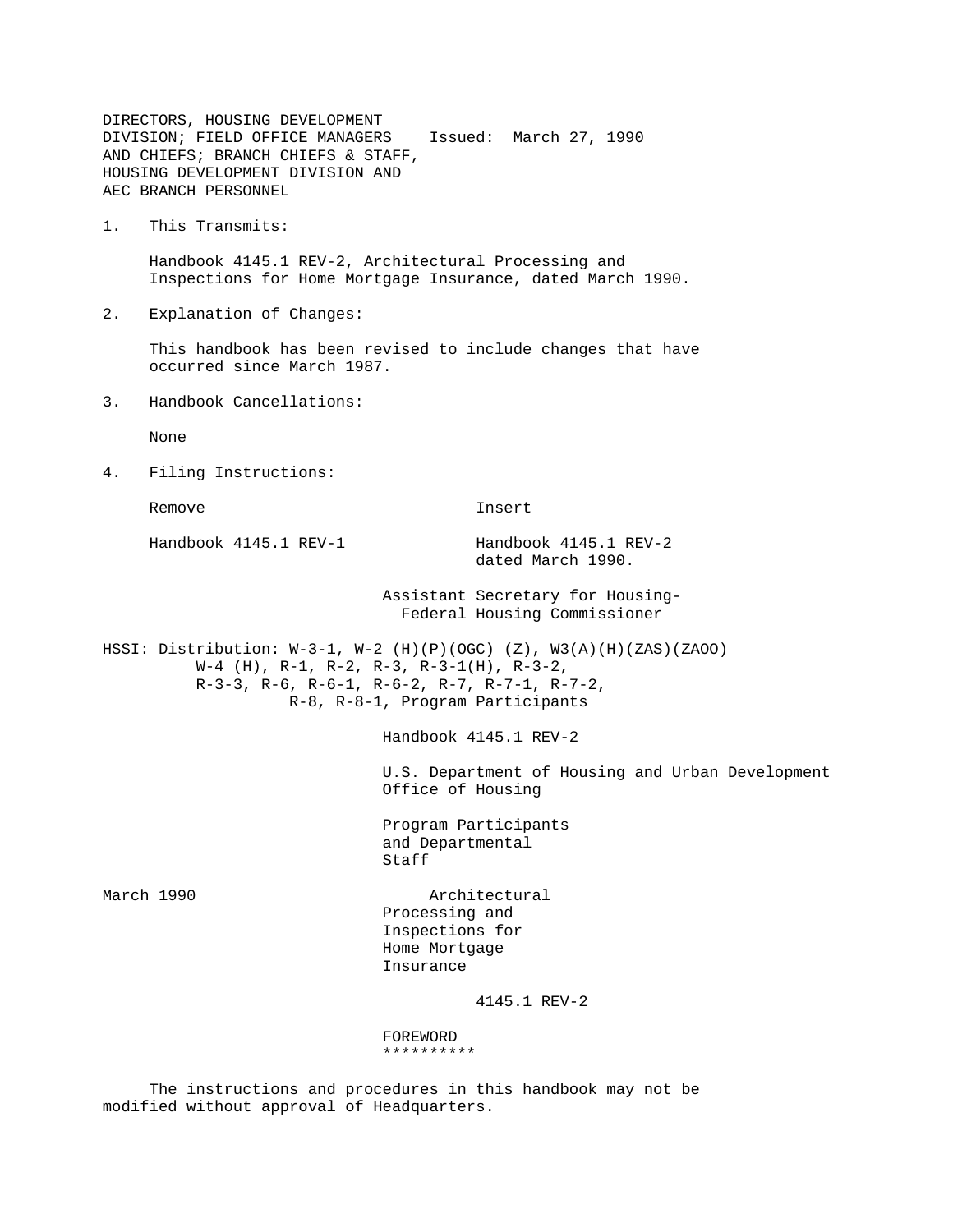DIRECTORS, HOUSING DEVELOPMENT
DIVISION; FIELD OFFICE MANAGERS AND CHIEFS; BRANCH CHIEFS & STAFF, HOUSING DEVELOPMENT DIVISION AND AEC BRANCH PERSONNEL

Issued: March 27, 1990

1. This Transmits:

   Handbook 4145.1 REV-2, Architectural Processing and Inspections for Home Mortgage Insurance, dated March 1990.

2. Explanation of Changes:

   This handbook has been revised to include changes that have occurred since March 1987.

3. Handbook Cancellations:

   None

4. Filing Instructions:

| Remove | Insert |
| --- | --- |
| Handbook 4145.1 REV-1 | Handbook 4145.1 REV-2 dated March 1990. |

Assistant Secretary for Housing-
Federal Housing Commissioner

HSSI: Distribution: W-3-1, W-2 (H)(P)(OGC) (Z), W3(A)(H)(ZAS)(ZAOO)
W-4 (H), R-1, R-2, R-3, R-3-1(H), R-3-2,
R-3-3, R-6, R-6-1, R-6-2, R-7, R-7-1, R-7-2,
R-8, R-8-1, Program Participants

Handbook 4145.1 REV-2

U.S. Department of Housing and Urban Development
Office of Housing

Program Participants and Departmental Staff

March 1990

Architectural Processing and Inspections for Home Mortgage Insurance

4145.1 REV-2

## FOREWORD

The instructions and procedures in this handbook may not be modified without approval of Headquarters.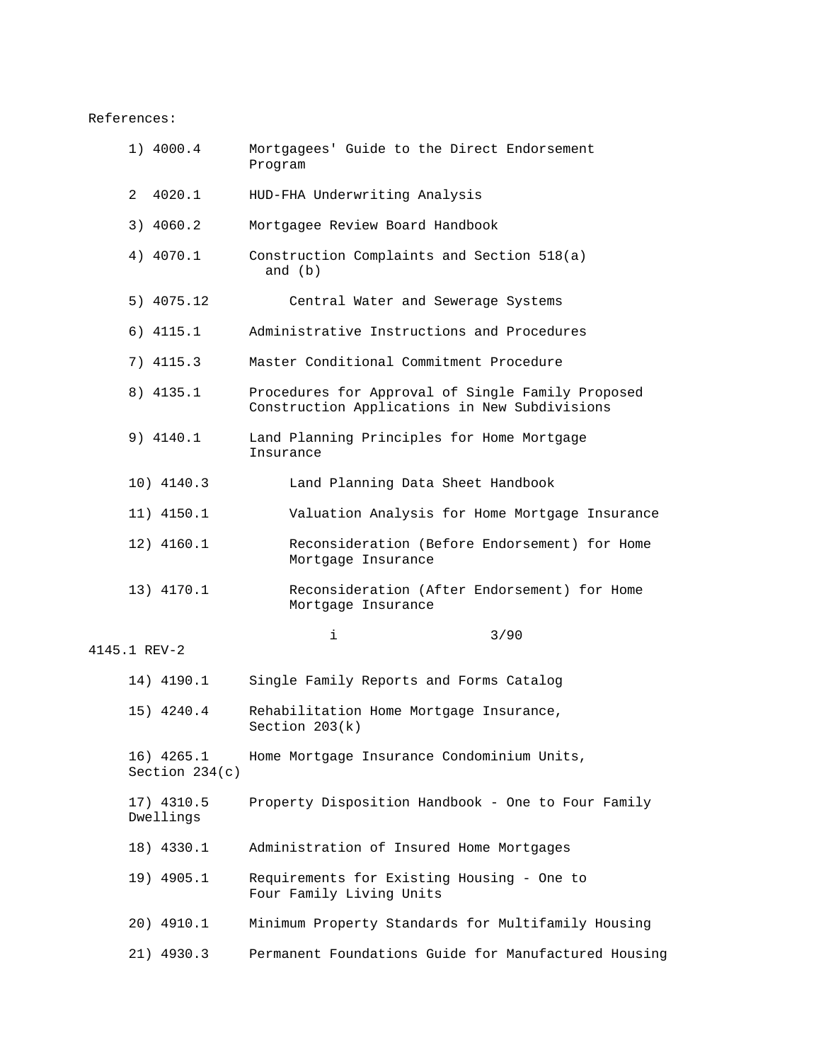References:

1) 4000.4 Mortgagees' Guide to the Direct Endorsement Program

2 4020.1 HUD-FHA Underwriting Analysis

3) 4060.2 Mortgagee Review Board Handbook

4) 4070.1 Construction Complaints and Section 518(a) and (b)

5) 4075.12 Central Water and Sewerage Systems

6) 4115.1 Administrative Instructions and Procedures

7) 4115.3 Master Conditional Commitment Procedure

8) 4135.1 Procedures for Approval of Single Family Proposed Construction Applications in New Subdivisions

9) 4140.1 Land Planning Principles for Home Mortgage Insurance

10) 4140.3 Land Planning Data Sheet Handbook

11) 4150.1 Valuation Analysis for Home Mortgage Insurance

12) 4160.1 Reconsideration (Before Endorsement) for Home Mortgage Insurance

13) 4170.1 Reconsideration (After Endorsement) for Home Mortgage Insurance

14) 4190.1 Single Family Reports and Forms Catalog

15) 4240.4 Rehabilitation Home Mortgage Insurance, Section 203(k)

16) 4265.1 Home Mortgage Insurance Condominium Units, Section 234(c)

17) 4310.5 Property Disposition Handbook - One to Four Family Dwellings

18) 4330.1 Administration of Insured Home Mortgages

19) 4905.1 Requirements for Existing Housing - One to Four Family Living Units

20) 4910.1 Minimum Property Standards for Multifamily Housing

21) 4930.3 Permanent Foundations Guide for Manufactured Housing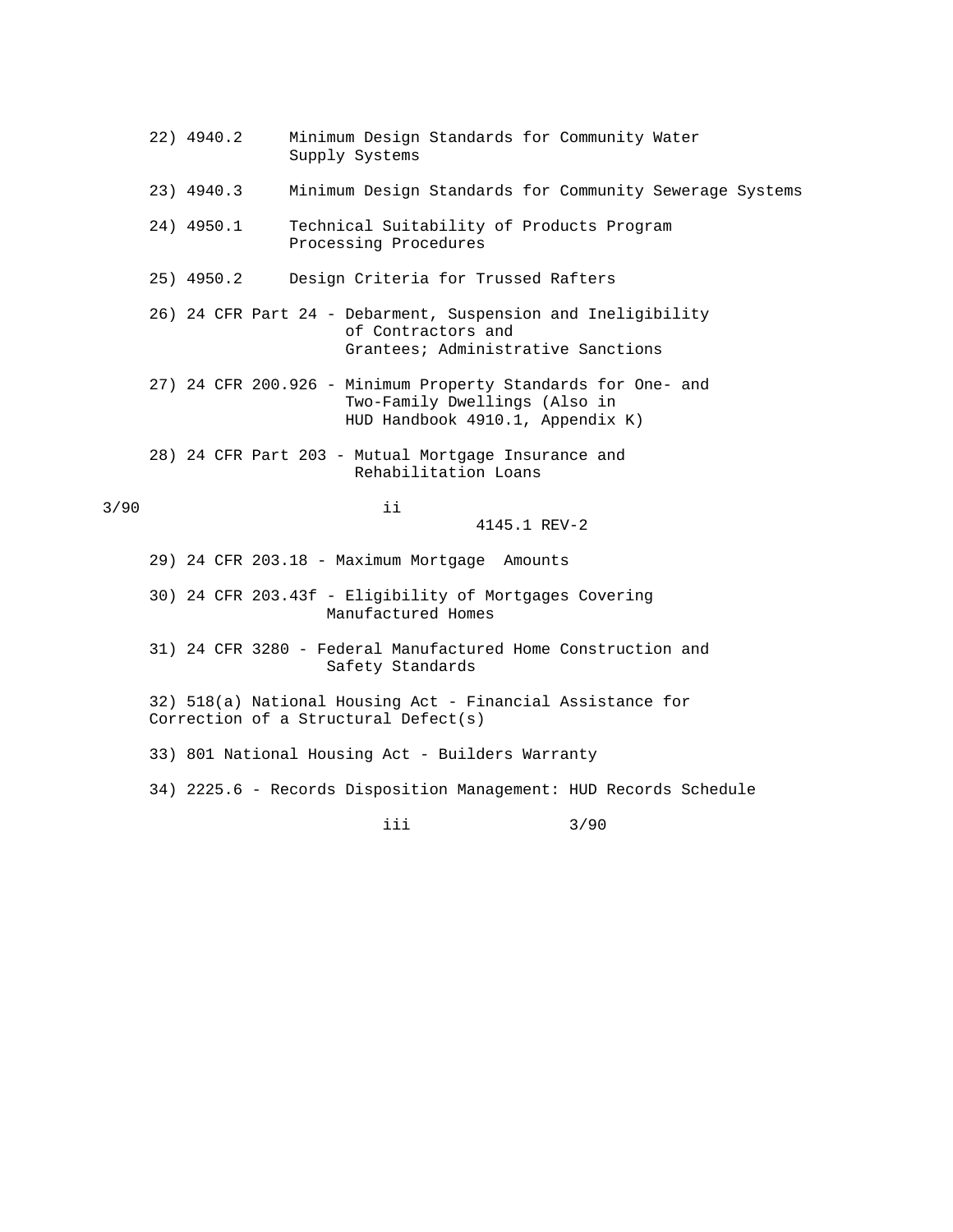22) 4940.2 Minimum Design Standards for Community Water Supply Systems

23) 4940.3 Minimum Design Standards for Community Sewerage Systems

24) 4950.1 Technical Suitability of Products Program Processing Procedures

25) 4950.2 Design Criteria for Trussed Rafters

26) 24 CFR Part 24 - Debarment, Suspension and Ineligibility of Contractors and Grantees; Administrative Sanctions

27) 24 CFR 200.926 - Minimum Property Standards for One- and Two-Family Dwellings (Also in HUD Handbook 4910.1, Appendix K)

28) 24 CFR Part 203 - Mutual Mortgage Insurance and Rehabilitation Loans

29) 24 CFR 203.18 - Maximum Mortgage Amounts

30) 24 CFR 203.43f - Eligibility of Mortgages Covering Manufactured Homes

31) 24 CFR 3280 - Federal Manufactured Home Construction and Safety Standards

32) 518(a) National Housing Act - Financial Assistance for Correction of a Structural Defect(s)

33) 801 National Housing Act - Builders Warranty

34) 2225.6 - Records Disposition Management: HUD Records Schedule